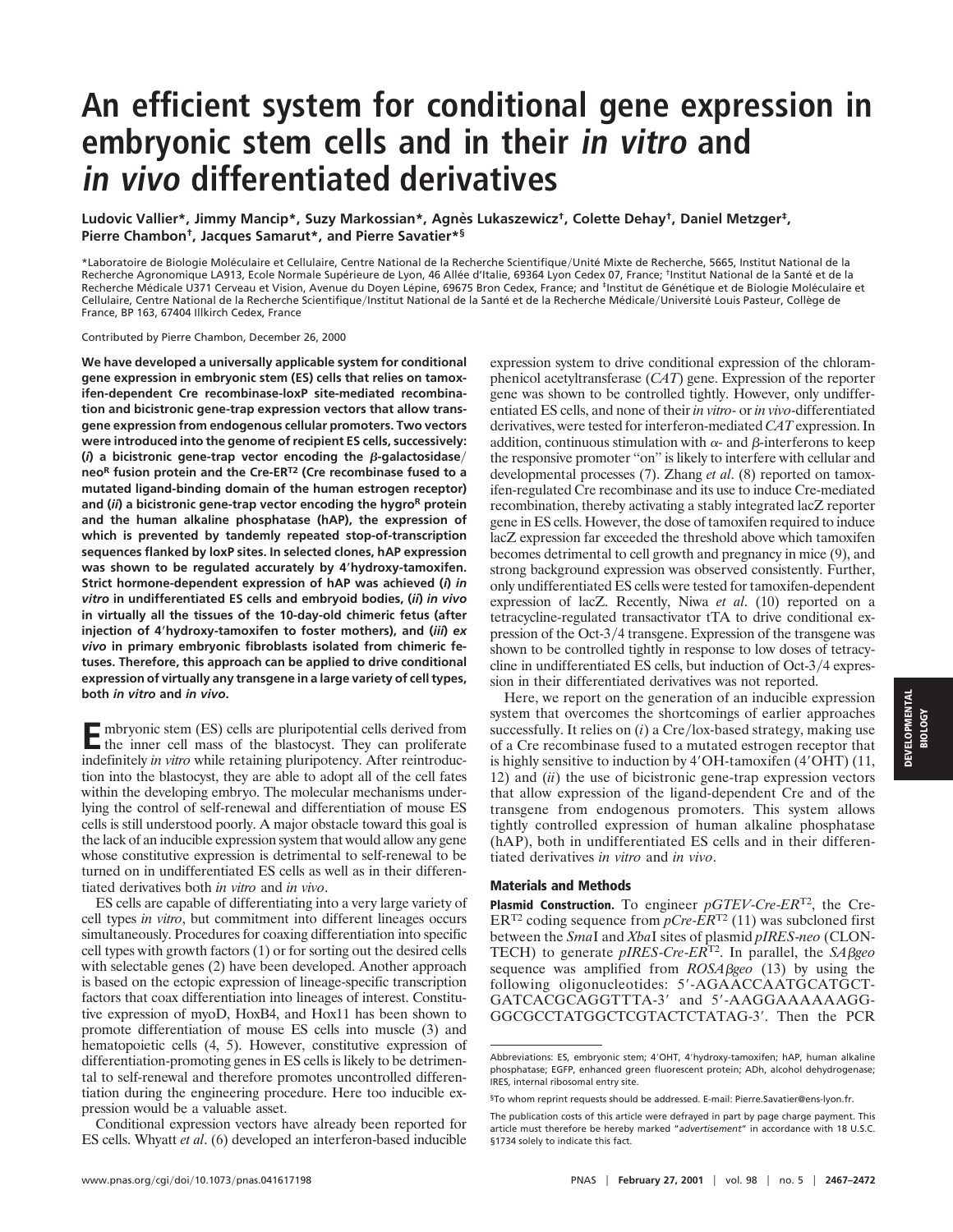// Truncated: ... (final transcript truncated after thousands of words; the full version is too long to paste here)

# An efficient system for conditional gene expression in embryonic stem cells and in their *in vitro* and *in vivo* differentiated derivatives

**Ludovic Vallier\*, Jimmy Mancip\*, Suzy Markossian\*, Agnès Lukaszewicz†, Colette Dehay†, Daniel Metzger‡, Pierre Chambon‡, Jacques Samarut\*, and Pierre Savatier\*§**

\*Laboratoire de Biologie Moléculaire et Cellulaire, Centre National de la Recherche Scientifique/Unité Mixte de Recherche, 5665, Institut National de la Recherche Agronomique LA913, Ecole Normale Supérieure de Lyon, 46 Allée d'Italie, 69364 Lyon Cedex 07, France; †Institut National de la Santé et de la Recherche Médicale U371 Cerveau et Vision, Avenue du Doyen Lépine, 69675 Bron Cedex, France; and ‡Institut de Génétique et de Biologie Moléculaire et Cellulaire, Centre National de la Recherche Scientifique/Institut National de la Santé et de la Recherche Médicale/Université Louis Pasteur, Collège de France, BP 163, 67404 Illkirch Cedex, France

Contributed by Pierre Chambon, December 26, 2000

**We have developed a universally applicable system for conditional gene expression in embryonic stem (ES) cells that relies on tamoxifen-dependent Cre recombinase-loxP site-mediated recombination and bicistronic gene-trap expression vectors that allow transgene expression from endogenous cellular promoters. Two vectors were introduced into the genome of recipient ES cells, successively: (*i*) a bicistronic gene-trap vector encoding the β-galactosidase/neo$^R$ fusion protein and the Cre-ER$^{T2}$ (Cre recombinase fused to a mutated ligand-binding domain of the human estrogen receptor) and (*ii*) a bicistronic gene-trap vector encoding the hygro$^R$ protein and the human alkaline phosphatase (hAP), the expression of which is prevented by tandemly repeated stop-of-transcription sequences flanked by loxP sites. In selected clones, hAP expression was shown to be regulated accurately by 4′hydroxy-tamoxifen. Strict hormone-dependent expression of hAP was achieved (*i*) *in vitro* in undifferentiated ES cells and embryoid bodies, (*ii*) *in vivo* in virtually all the tissues of the 10-day-old chimeric fetus (after injection of 4′hydroxy-tamoxifen to foster mothers), and (*iii*) *ex vivo* in primary embryonic fibroblasts isolated from chimeric fetuses. Therefore, this approach can be applied to drive conditional expression of virtually any transgene in a large variety of cell types, both *in vitro* and *in vivo*.**

Embryonic stem (ES) cells are pluripotent cells derived from the inner cell mass of the blastocyst. They can proliferate indefinitely *in vitro* while retaining pluripotency. After reintroduction into the blastocyst, they are able to adopt all of the cell fates within the developing embryo. The molecular mechanisms underlying the control of self-renewal and differentiation of mouse ES cells is still understood poorly. A major obstacle toward this goal is the lack of an inducible expression system that would allow any gene whose constitutive expression is detrimental to self-renewal to be turned on in undifferentiated ES cells as well as in their differentiated derivatives both *in vitro* and *in vivo*.

ES cells are capable of differentiating into a very large variety of cell types *in vitro*, but commitment into different lineages occurs simultaneously. Procedures for coaxing differentiation into specific cell types with growth factors (1) or for sorting out the desired cells with selectable genes (2) have been developed. Another approach is based on the ectopic expression of lineage-specific transcription factors that coax differentiation into lineages of interest. Constitutive expression of myoD, HoxB4, and Hox11 has been shown to promote differentiation of mouse ES cells into muscle (3) and hematopoietic cells (4, 5). However, constitutive expression of differentiation-promoting genes in ES cells is likely to be detrimental to self-renewal and therefore promotes uncontrolled differentiation during the engineering procedure. Here too inducible expression would be a valuable asset.

Conditional expression vectors have already been reported for ES cells. Whyatt *et al*. (6) developed an interferon-based inducible expression system to drive conditional expression of the chloramphenicol acetyltransferase (*CAT*) gene. Expression of the reporter gene was shown to be controlled tightly. However, only undifferentiated ES cells, and none of their *in vitro*- or *in vivo*-differentiated derivatives, were tested for interferon-mediated *CAT* expression. In addition, continuous stimulation with α- and β-interferons to keep the responsive promoter "on" is likely to interfere with cellular and developmental processes (7). Zhang *et al*. (8) reported on tamoxifen-regulated Cre recombinase and its use to induce Cre-mediated recombination, thereby activating a stably integrated lacZ reporter gene in ES cells. However, the dose of tamoxifen required to induce lacZ expression far exceeded the threshold above which tamoxifen becomes detrimental to cell growth and pregnancy in mice (9), and strong background expression was observed consistently. Further, only undifferentiated ES cells were tested for tamoxifen-dependent expression of lacZ. Recently, Niwa *et al*. (10) reported on a tetracycline-regulated transactivator tTA to drive conditional expression of the Oct-3/4 transgene. Expression of the transgene was shown to be controlled tightly in response to low doses of tetracycline in undifferentiated ES cells, but induction of Oct-3/4 expression in their differentiated derivatives was not reported.

Here, we report on the generation of an inducible expression system that overcomes the shortcomings of earlier approaches successfully. It relies on (*i*) a Cre/lox-based strategy, making use of a Cre recombinase fused to a mutated estrogen receptor that is highly sensitive to induction by 4′OH-tamoxifen (4′OHT) (11, 12) and (*ii*) the use of bicistronic gene-trap expression vectors that allow expression of the ligand-dependent Cre and of the transgene from endogenous promoters. This system allows tightly controlled expression of human alkaline phosphatase (hAP), both in undifferentiated ES cells and in their differentiated derivatives *in vitro* and *in vivo*.

## Materials and Methods

**Plasmid Construction.** To engineer *pGTEV-Cre-ER*$^{T2}$, the Cre-ER$^{T2}$ coding sequence from *pCre-ER*$^{T2}$ (11) was subcloned first between the *Sma*I and *Xba*I sites of plasmid *pIRES-neo* (CLONTECH) to generate *pIRES-Cre-ER*$^{T2}$. In parallel, the *SAβgeo* sequence was amplified from *ROSAβgeo* (13) by using the following oligonucleotides: 5′-AGAACCAATGCATGCTGATCACGCAGGTTTA-3′ and 5′-AAGGAAAAAAGGGGCGCCTATGGCTCGTACTCTATAG-3′. Then the PCR

Abbreviations: ES, embryonic stem; 4′OHT, 4′hydroxy-tamoxifen; hAP, human alkaline phosphatase; EGFP, enhanced green fluorescent protein; ADh, alcohol dehydrogenase; IRES, internal ribosomal entry site.

§To whom reprint requests should be addressed. E-mail: Pierre.Savatier@ens-lyon.fr.

The publication costs of this article were defrayed in part by page charge payment. This article must therefore be hereby marked "*advertisement*" in accordance with 18 U.S.C. §1734 solely to indicate this fact.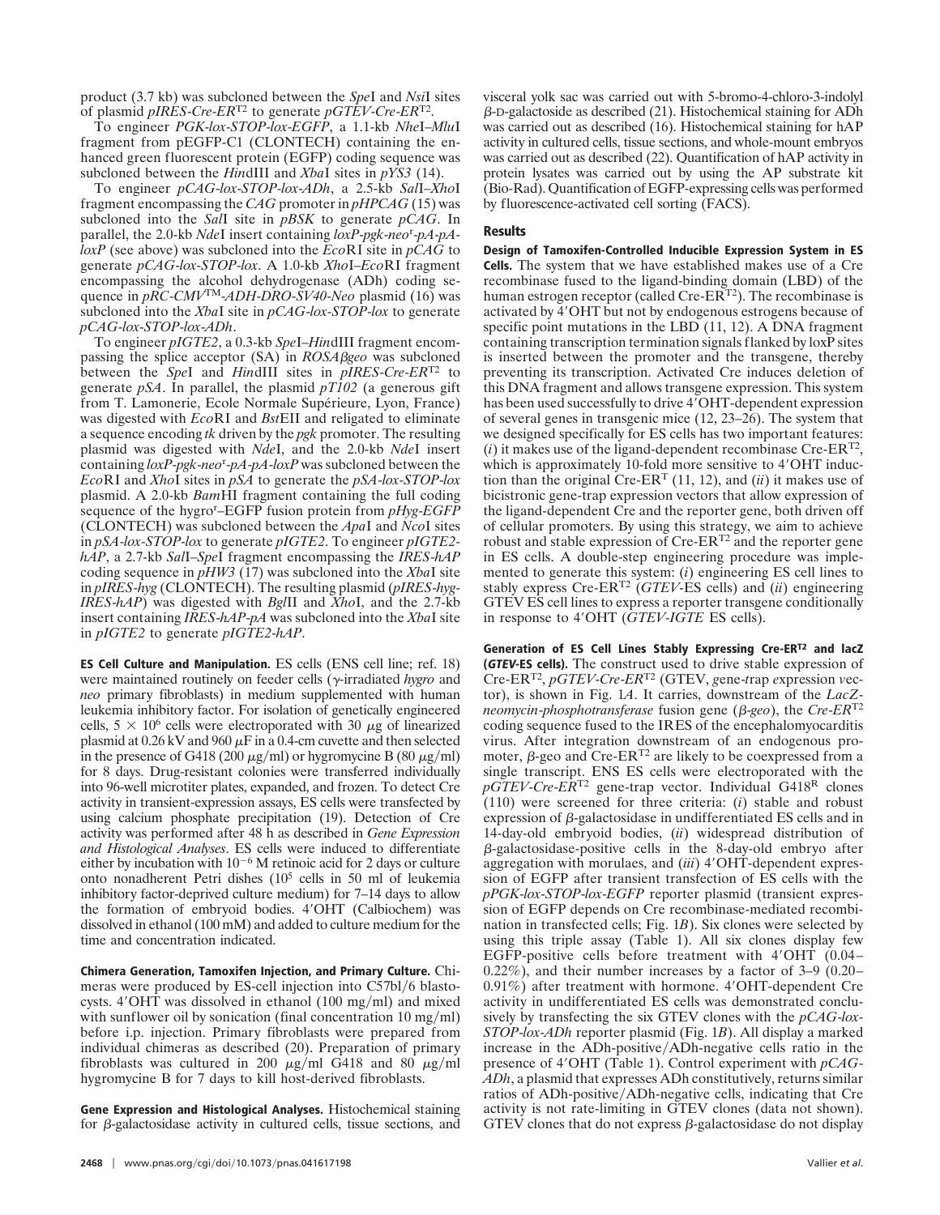product (3.7 kb) was subcloned between the *Spe*I and *Nsi*I sites of plasmid *pIRES-Cre-ER*$^{T2}$ to generate *pGTEV-Cre-ER*$^{T2}$.

To engineer *PGK-lox-STOP-lox-EGFP*, a 1.1-kb *Nhe*I–*Mlu*I fragment from pEGFP-C1 (CLONTECH) containing the enhanced green fluorescent protein (EGFP) coding sequence was subcloned between the *Hin*dIII and *Xba*I sites in *pYS3* (14).

To engineer *pCAG-lox-STOP-lox-ADh*, a 2.5-kb *Sal*I–*Xho*I fragment encompassing the *CAG* promoter in *pHPCAG* (15) was subcloned into the *Sal*I site in *pBSK* to generate *pCAG*. In parallel, the 2.0-kb *Nde*I insert containing *loxP-pgk-neo*$^r$*-pA-pA-loxP* (see above) was subcloned into the *Eco*RI site in *pCAG* to generate *pCAG-lox-STOP-lox*. A 1.0-kb *Xho*I–*Eco*RI fragment encompassing the alcohol dehydrogenase (ADh) coding sequence in *pRC-CMV*™*-ADH-DRO-SV40-Neo* plasmid (16) was subcloned into the *Xba*I site in *pCAG-lox-STOP-lox* to generate *pCAG-lox-STOP-lox-ADh*.

To engineer *pIGTE2*, a 0.3-kb *Spe*I–*Hin*dIII fragment encompassing the splice acceptor (SA) in *ROSAβgeo* was subcloned between the *Spe*I and *Hin*dIII sites in *pIRES-Cre-ER*$^{T2}$ to generate *pSA*. In parallel, the plasmid *pT102* (a generous gift from T. Lamonerie, Ecole Normale Supérieure, Lyon, France) was digested with *Eco*RI and *Bst*EII and religated to eliminate a sequence encoding *tk* driven by the *pgk* promoter. The resulting plasmid was digested with *Nde*I, and the 2.0-kb *Nde*I insert containing *loxP-pgk-neo*$^r$*-pA-pA-loxP* was subcloned between the *Eco*RI and *Xho*I sites in *pSA* to generate the *pSA-lox-STOP-lox* plasmid. A 2.0-kb *Bam*HI fragment containing the full coding sequence of the hygro$^r$–EGFP fusion protein from *pHyg-EGFP* (CLONTECH) was subcloned between the *Apa*I and *Nco*I sites in *pSA-lox-STOP-lox* to generate *pIGTE2*. To engineer *pIGTE2-hAP*, a 2.7-kb *Sal*I–*Spe*I fragment encompassing the *IRES-hAP* coding sequence in *pHW3* (17) was subcloned into the *Xba*I site in *pIRES-hyg* (CLONTECH). The resulting plasmid (*pIRES-hyg-IRES-hAP*) was digested with *Bgl*II and *Xho*I, and the 2.7-kb insert containing *IRES-hAP-pA* was subcloned into the *Xba*I site in *pIGTE2* to generate *pIGTE2-hAP*.

**ES Cell Culture and Manipulation.** ES cells (ENS cell line; ref. 18) were maintained routinely on feeder cells (γ-irradiated *hygro* and *neo* primary fibroblasts) in medium supplemented with human leukemia inhibitory factor. For isolation of genetically engineered cells, $5 \times 10^6$ cells were electroporated with 30 μg of linearized plasmid at 0.26 kV and 960 μF in a 0.4-cm cuvette and then selected in the presence of G418 (200 μg/ml) or hygromycine B (80 μg/ml) for 8 days. Drug-resistant colonies were transferred individually into 96-well microtiter plates, expanded, and frozen. To detect Cre activity in transient-expression assays, ES cells were transfected by using calcium phosphate precipitation (19). Detection of Cre activity was performed after 48 h as described in *Gene Expression and Histological Analyses*. ES cells were induced to differentiate either by incubation with $10^{-6}$ M retinoic acid for 2 days or culture onto nonadherent Petri dishes ($10^5$ cells in 50 ml of leukemia inhibitory factor-deprived culture medium) for 7–14 days to allow the formation of embryoid bodies. 4′OHT (Calbiochem) was dissolved in ethanol (100 mM) and added to culture medium for the time and concentration indicated.

**Chimera Generation, Tamoxifen Injection, and Primary Culture.** Chimeras were produced by ES-cell injection into C57bl/6 blastocysts. 4′OHT was dissolved in ethanol (100 mg/ml) and mixed with sunflower oil by sonication (final concentration 10 mg/ml) before i.p. injection. Primary fibroblasts were prepared from individual chimeras as described (20). Preparation of primary fibroblasts was cultured in 200 μg/ml G418 and 80 μg/ml hygromycine B for 7 days to kill host-derived fibroblasts.

**Gene Expression and Histological Analyses.** Histochemical staining for β-galactosidase activity in cultured cells, tissue sections, and visceral yolk sac was carried out with 5-bromo-4-chloro-3-indolyl β-D-galactoside as described (21). Histochemical staining for ADh was carried out as described (16). Histochemical staining for hAP activity in cultured cells, tissue sections, and whole-mount embryos was carried out as described (22). Quantification of hAP activity in protein lysates was carried out by using the AP substrate kit (Bio-Rad). Quantification of EGFP-expressing cells was performed by fluorescence-activated cell sorting (FACS).

## Results

**Design of Tamoxifen-Controlled Inducible Expression System in ES Cells.** The system that we have established makes use of a Cre recombinase fused to the ligand-binding domain (LBD) of the human estrogen receptor (called Cre-ER$^{T2}$). The recombinase is activated by 4′OHT but not by endogenous estrogens because of specific point mutations in the LBD (11, 12). A DNA fragment containing transcription termination signals flanked by loxP sites is inserted between the promoter and the transgene, thereby preventing its transcription. Activated Cre induces deletion of this DNA fragment and allows transgene expression. This system has been used successfully to drive 4′OHT-dependent expression of several genes in transgenic mice (12, 23–26). The system that we designed specifically for ES cells has two important features: (*i*) it makes use of the ligand-dependent recombinase Cre-ER$^{T2}$, which is approximately 10-fold more sensitive to 4′OHT induction than the original Cre-ER$^{T}$ (11, 12), and (*ii*) it makes use of bicistronic gene-trap expression vectors that allow expression of the ligand-dependent Cre and the reporter gene, both driven off of cellular promoters. By using this strategy, we aim to achieve robust and stable expression of Cre-ER$^{T2}$ and the reporter gene in ES cells. A double-step engineering procedure was implemented to generate this system: (*i*) engineering ES cell lines to stably express Cre-ER$^{T2}$ (*GTEV*-ES cells) and (*ii*) engineering GTEV ES cell lines to express a reporter transgene conditionally in response to 4′OHT (*GTEV-IGTE* ES cells).

**Generation of ES Cell Lines Stably Expressing Cre-ER$^{T2}$ and lacZ (*GTEV*-ES cells).** The construct used to drive stable expression of Cre-ER$^{T2}$, *pGTEV-Cre-ER*$^{T2}$ (GTEV, *g*ene-*t*rap *e*xpression *v*ector), is shown in Fig. 1*A*. It carries, downstream of the *LacZ-neomycin-phosphotransferase* fusion gene (*β-geo*), the *Cre-ER*$^{T2}$ coding sequence fused to the IRES of the encephalomyocarditis virus. After integration downstream of an endogenous promoter, *β-geo* and Cre-ER$^{T2}$ are likely to be coexpressed from a single transcript. ENS ES cells were electroporated with the *pGTEV-Cre-ER*$^{T2}$ gene-trap vector. Individual G418$^R$ clones (110) were screened for three criteria: (*i*) stable and robust expression of β-galactosidase in undifferentiated ES cells and in 14-day-old embryoid bodies, (*ii*) widespread distribution of β-galactosidase-positive cells in the 8-day-old embryo after aggregation with morulaes, and (*iii*) 4′OHT-dependent expression of EGFP after transient transfection of ES cells with the *pPGK-lox-STOP-lox-EGFP* reporter plasmid (transient expression of EGFP depends on Cre recombinase-mediated recombination in transfected cells; Fig. 1*B*). Six clones were selected by using this triple assay (Table 1). All six clones display few EGFP-positive cells before treatment with 4′OHT (0.04–0.22%), and their number increases by a factor of 3–9 (0.20–0.91%) after treatment with hormone. 4′OHT-dependent Cre activity in undifferentiated ES cells was demonstrated conclusively by transfecting the six GTEV clones with the *pCAG-lox-STOP-lox-ADh* reporter plasmid (Fig. 1*B*). All display a marked increase in the ADh-positive/ADh-negative cells ratio in the presence of 4′OHT (Table 1). Control experiment with *pCAG-ADh*, a plasmid that expresses ADh constitutively, returns similar ratios of ADh-positive/ADh-negative cells, indicating that Cre activity is not rate-limiting in GTEV clones (data not shown). GTEV clones that do not express β-galactosidase do not display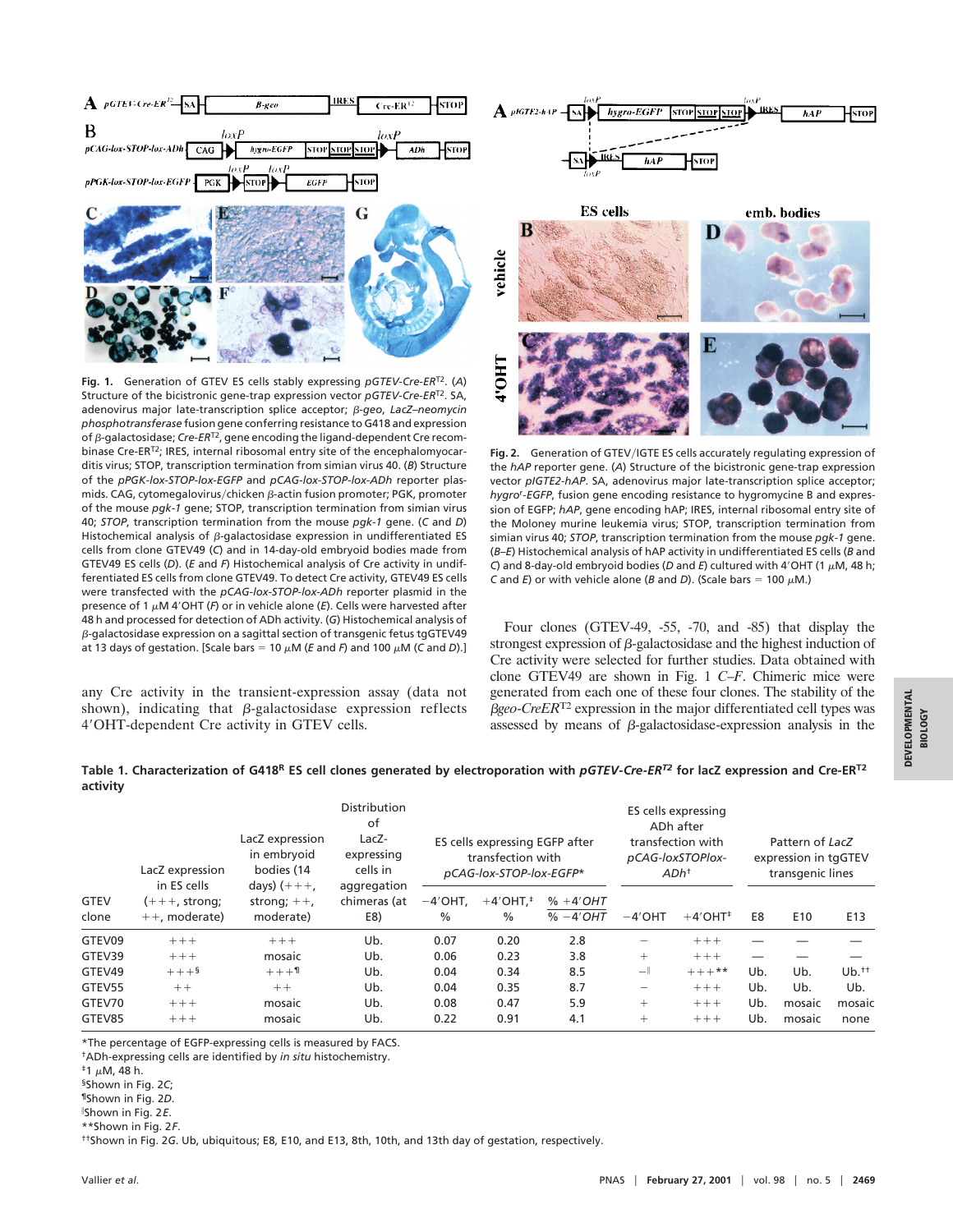**Fig. 1.** Generation of GTEV ES cells stably expressing *pGTEV-Cre-ER*$^{T2}$. (*A*) Structure of the bicistronic gene-trap expression vector *pGTEV-Cre-ER*$^{T2}$. SA, adenovirus major late-transcription splice acceptor; *β-geo*, *LacZ–neomycin phosphotransferase* fusion gene conferring resistance to G418 and expression of β-galactosidase; *Cre-ER*$^{T2}$, gene encoding the ligand-dependent Cre recombinase Cre-ER$^{T2}$; IRES, internal ribosomal entry site of the encephalomyocarditis virus; STOP, transcription termination from simian virus 40. (*B*) Structure of the *pPGK-lox-STOP-lox-EGFP* and *pCAG-lox-STOP-lox-ADh* reporter plasmids. CAG, cytomegalovirus/chicken β-actin fusion promoter; PGK, promoter of the mouse *pgk-1* gene; STOP, transcription termination from simian virus 40; *STOP*, transcription termination from the mouse *pgk-1* gene. (*C* and *D*) Histochemical analysis of β-galactosidase expression in undifferentiated ES cells from clone GTEV49 (*C*) and in 14-day-old embryoid bodies made from GTEV49 ES cells (*D*). (*E* and *F*) Histochemical analysis of Cre activity in undifferentiated ES cells from clone GTEV49. To detect Cre activity, GTEV49 ES cells were transfected with the *pCAG-lox-STOP-lox-ADh* reporter plasmid in the presence of 1 μM 4′OHT (*F*) or in vehicle alone (*E*). Cells were harvested after 48 h and processed for detection of ADh activity. (*G*) Histochemical analysis of β-galactosidase expression on a sagittal section of transgenic fetus tgGTEV49 at 13 days of gestation. [Scale bars = 10 μM (*E* and *F*) and 100 μM (*C* and *D*).]

**Fig. 2.** Generation of GTEV/IGTE ES cells accurately regulating expression of the *hAP* reporter gene. (*A*) Structure of the bicistronic gene-trap expression vector *pIGTE2-hAP*. SA, adenovirus major late-transcription splice acceptor; *hygro*$^r$*-EGFP*, fusion gene encoding resistance to hygromycine B and expression of EGFP; *hAP*, gene encoding hAP; IRES, internal ribosomal entry site of the Moloney murine leukemia virus; STOP, transcription termination from simian virus 40; *STOP*, transcription termination from the mouse *pgk-1* gene. (*B–E*) Histochemical analysis of hAP activity in undifferentiated ES cells (*B* and *C*) and 8-day-old embryoid bodies (*D* and *E*) cultured with 4′OHT (1 μM, 48 h; *C* and *E*) or with vehicle alone (*B* and *D*). (Scale bars = 100 μM.)

any Cre activity in the transient-expression assay (data not shown), indicating that β-galactosidase expression reflects 4′OHT-dependent Cre activity in GTEV cells.

Four clones (GTEV-49, -55, -70, and -85) that display the strongest expression of β-galactosidase and the highest induction of Cre activity were selected for further studies. Data obtained with clone GTEV49 are shown in Fig. 1 *C–F*. Chimeric mice were generated from each one of these four clones. The stability of the *βgeo-CreER*$^{T2}$ expression in the major differentiated cell types was assessed by means of β-galactosidase-expression analysis in the

**Table 1. Characterization of G418$^R$ ES cell clones generated by electroporation with *pGTEV-Cre-ER*$^{T2}$ for lacZ expression and Cre-ER$^{T2}$ activity**

| GTEV clone | LacZ expression in ES cells (+++, strong; ++, moderate) | LacZ expression in embryoid bodies (14 days) (+++, strong; ++, moderate) | Distribution of LacZ-expressing cells in aggregation chimeras (at E8) | ES cells expressing EGFP after transfection with *pCAG-lox-STOP-lox-EGFP** | | | ES cells expressing ADh after transfection with *pCAG-loxSTOPlox-ADh*† | | Pattern of *LacZ* expression in tgGTEV transgenic lines | | |
|---|---|---|---|---|---|---|---|---|---|---|---|
| | | | | −4′OHT, % | +4′OHT,‡ % | % +4′OHT / % −4′OHT | −4′OHT | +4′OHT‡ | E8 | E10 | E13 |
| GTEV09 | +++ | +++ | Ub. | 0.07 | 0.20 | 2.8 | − | +++ | — | — | — |
| GTEV39 | +++ | mosaic | Ub. | 0.06 | 0.23 | 3.8 | + | +++ | — | — | — |
| GTEV49 | +++§ | +++¶ | Ub. | 0.04 | 0.34 | 8.5 | −‖ | +++** | Ub. | Ub. | Ub.†† |
| GTEV55 | ++ | ++ | Ub. | 0.04 | 0.35 | 8.7 | − | +++ | Ub. | Ub. | Ub. |
| GTEV70 | +++ | mosaic | Ub. | 0.08 | 0.47 | 5.9 | + | +++ | Ub. | mosaic | mosaic |
| GTEV85 | +++ | mosaic | Ub. | 0.22 | 0.91 | 4.1 | + | +++ | Ub. | mosaic | none |

*The percentage of EGFP-expressing cells is measured by FACS.
†ADh-expressing cells are identified by *in situ* histochemistry.
‡1 μM, 48 h.
§Shown in Fig. 2C;
¶Shown in Fig. 2D.
‖Shown in Fig. 2E.
**Shown in Fig. 2F.
††Shown in Fig. 2G. Ub, ubiquitous; E8, E10, and E13, 8th, 10th, and 13th day of gestation, respectively.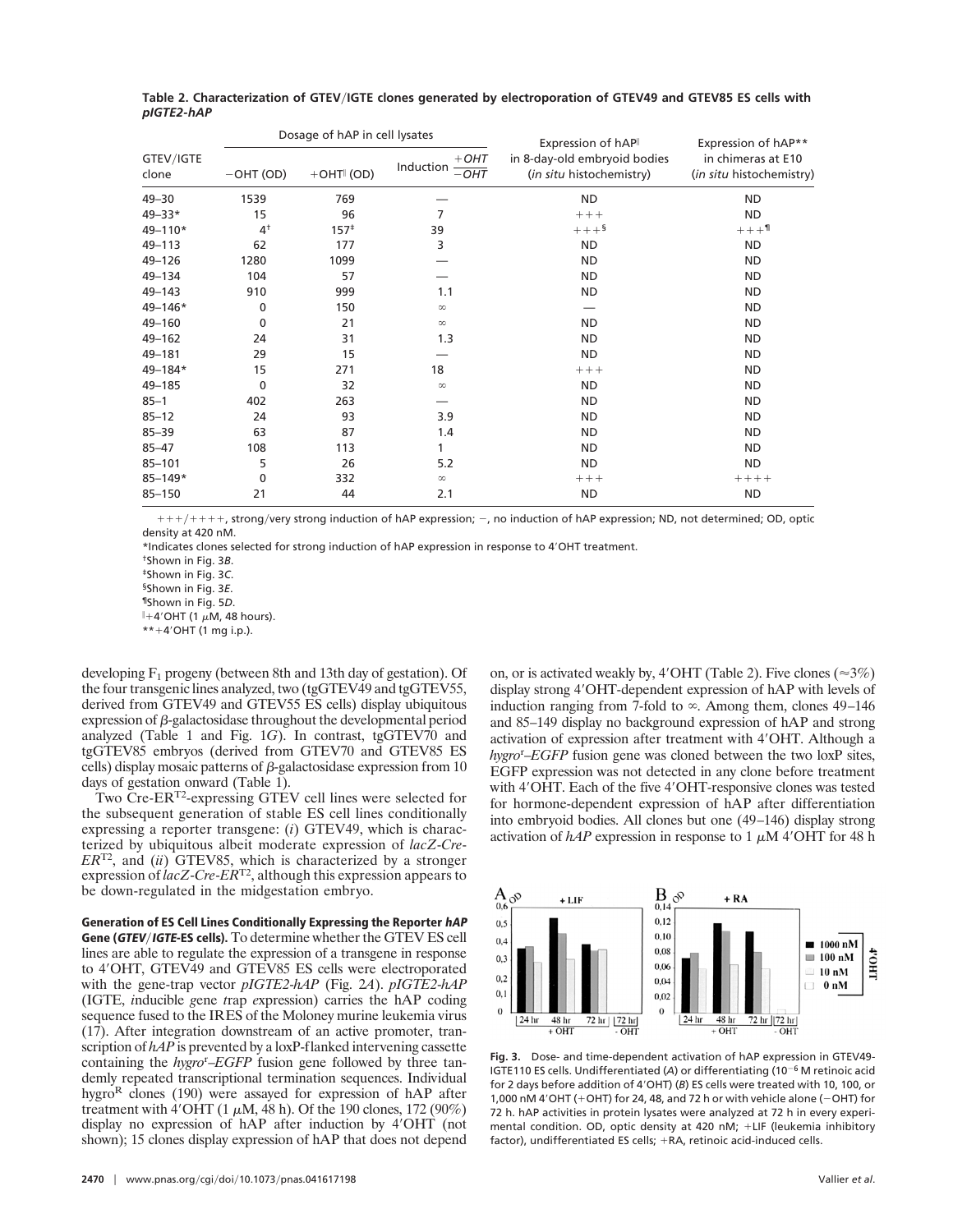**Table 2. Characterization of GTEV/IGTE clones generated by electroporation of GTEV49 and GTEV85 ES cells with *pIGTE2-hAP***

| GTEV/IGTE clone | Dosage of hAP in cell lysates | | | Expression of hAP‖ in 8-day-old embryoid bodies (*in situ* histochemistry) | Expression of hAP** in chimeras at E10 (*in situ* histochemistry) |
|---|---|---|---|---|---|
| | −OHT (OD) | +OHT‖ (OD) | Induction $\frac{+OHT}{-OHT}$ | | |
| 49–30 | 1539 | 769 | — | ND | ND |
| 49–33* | 15 | 96 | 7 | +++ | ND |
| 49–110* | 4† | 157‡ | 39 | +++§ | +++¶ |
| 49–113 | 62 | 177 | 3 | ND | ND |
| 49–126 | 1280 | 1099 | — | ND | ND |
| 49–134 | 104 | 57 | — | ND | ND |
| 49–143 | 910 | 999 | 1.1 | ND | ND |
| 49–146* | 0 | 150 | ∞ | — | ND |
| 49–160 | 0 | 21 | ∞ | ND | ND |
| 49–162 | 24 | 31 | 1.3 | ND | ND |
| 49–181 | 29 | 15 | — | ND | ND |
| 49–184* | 15 | 271 | 18 | +++ | ND |
| 49–185 | 0 | 32 | ∞ | ND | ND |
| 85–1 | 402 | 263 | — | ND | ND |
| 85–12 | 24 | 93 | 3.9 | ND | ND |
| 85–39 | 63 | 87 | 1.4 | ND | ND |
| 85–47 | 108 | 113 | 1 | ND | ND |
| 85–101 | 5 | 26 | 5.2 | ND | ND |
| 85–149* | 0 | 332 | ∞ | +++ | ++++ |
| 85–150 | 21 | 44 | 2.1 | ND | ND |

+++/++++, strong/very strong induction of hAP expression; −, no induction of hAP expression; ND, not determined; OD, optic density at 420 nM.

*Indicates clones selected for strong induction of hAP expression in response to 4′OHT treatment.

†Shown in Fig. 3*B*.

‡Shown in Fig. 3*C*.

§Shown in Fig. 3*E*.

¶Shown in Fig. 5*D*.

‖+4′OHT (1 μM, 48 hours).

**+4′OHT (1 mg i.p.).

developing $F_1$ progeny (between 8th and 13th day of gestation). Of the four transgenic lines analyzed, two (tgGTEV49 and tgGTEV55, derived from GTEV49 and GTEV55 ES cells) display ubiquitous expression of β-galactosidase throughout the developmental period analyzed (Table 1 and Fig. 1*G*). In contrast, tgGTEV70 and tgGTEV85 embryos (derived from GTEV70 and GTEV85 ES cells) display mosaic patterns of β-galactosidase expression from 10 days of gestation onward (Table 1).

Two Cre-$ER^{T2}$-expressing GTEV cell lines were selected for the subsequent generation of stable ES cell lines conditionally expressing a reporter transgene: (*i*) GTEV49, which is characterized by ubiquitous albeit moderate expression of *lacZ-Cre-*$ER^{T2}$, and (*ii*) GTEV85, which is characterized by a stronger expression of *lacZ-Cre-*$ER^{T2}$, although this expression appears to be down-regulated in the midgestation embryo.

**Generation of ES Cell Lines Conditionally Expressing the Reporter *hAP* Gene (*GTEV/IGTE*-ES cells).** To determine whether the GTEV ES cell lines are able to regulate the expression of a transgene in response to 4′OHT, GTEV49 and GTEV85 ES cells were electroporated with the gene-trap vector *pIGTE2-hAP* (Fig. 2*A*). *pIGTE2-hAP* (IGTE, *i*nducible *g*ene *t*rap *e*xpression) carries the hAP coding sequence fused to the IRES of the Moloney murine leukemia virus (17). After integration downstream of an active promoter, transcription of *hAP* is prevented by a loxP-flanked intervening cassette containing the *hygro*ʳ–*EGFP* fusion gene followed by three tandemly repeated transcriptional termination sequences. Individual $hygro^R$ clones (190) were assayed for expression of hAP after treatment with 4′OHT (1 μM, 48 h). Of the 190 clones, 172 (90%) display no expression of hAP after induction by 4′OHT (not shown); 15 clones display expression of hAP that does not depend on, or is activated weakly by, 4′OHT (Table 2). Five clones (≈3%) display strong 4′OHT-dependent expression of hAP with levels of induction ranging from 7-fold to ∞. Among them, clones 49–146 and 85–149 display no background expression of hAP and strong activation of expression after treatment with 4′OHT. Although a *hygro*ʳ–*EGFP* fusion gene was cloned between the two loxP sites, EGFP expression was not detected in any clone before treatment with 4′OHT. Each of the five 4′OHT-responsive clones was tested for hormone-dependent expression of hAP after differentiation into embryoid bodies. All clones but one (49–146) display strong activation of *hAP* expression in response to 1 μM 4′OHT for 48 h

**Fig. 3.** Dose- and time-dependent activation of hAP expression in GTEV49-IGTE110 ES cells. Undifferentiated (*A*) or differentiating ($10^{-6}$ M retinoic acid for 2 days before addition of 4′OHT) (*B*) ES cells were treated with 10, 100, or 1,000 nM 4′OHT (+OHT) for 24, 48, and 72 h or with vehicle alone (−OHT) for 72 h. hAP activities in protein lysates were analyzed at 72 h in every experimental condition. OD, optic density at 420 nM; +LIF (leukemia inhibitory factor), undifferentiated ES cells; +RA, retinoic acid-induced cells.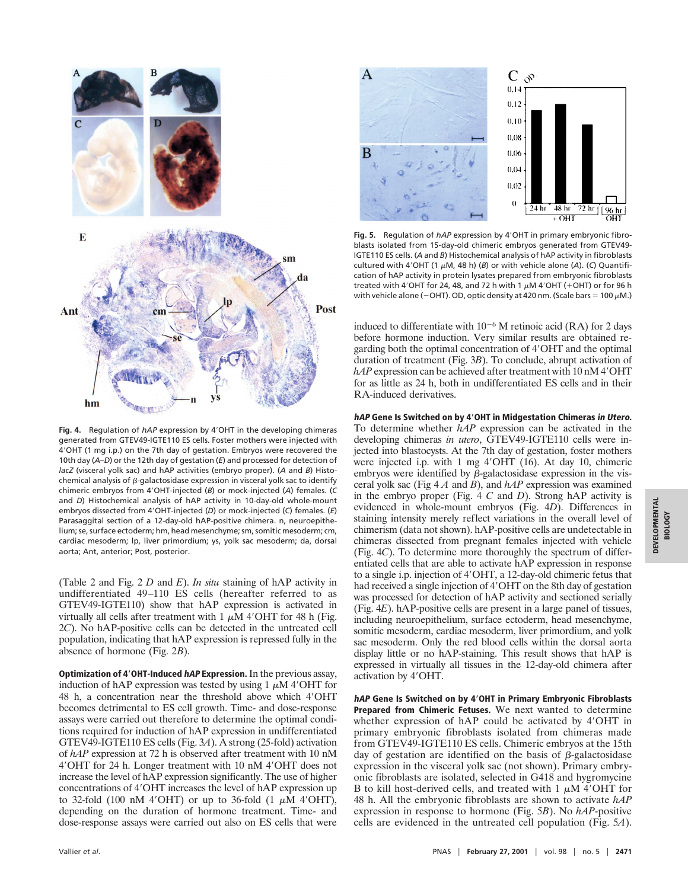Fig. 4. Regulation of *hAP* expression by 4′OHT in the developing chimeras generated from GTEV49-IGTE110 ES cells. Foster mothers were injected with 4′OHT (1 mg i.p.) on the 7th day of gestation. Embryos were recovered the 10th day (*A–D*) or the 12th day of gestation (*E*) and processed for detection of *lacZ* (visceral yolk sac) and hAP activities (embryo proper). (*A* and *B*) Histochemical analysis of β-galactosidase expression in visceral yolk sac to identify chimeric embryos from 4′OHT-injected (*B*) or mock-injected (*A*) females. (*C* and *D*) Histochemical analysis of hAP activity in 10-day-old whole-mount embryos dissected from 4′OHT-injected (*D*) or mock-injected (*C*) females. (*E*) Parasaggital section of a 12-day-old hAP-positive chimera. n, neuroepithelium; se, surface ectoderm; hm, head mesenchyme; sm, somitic mesoderm; cm, cardiac mesoderm; lp, liver primordium; ys, yolk sac mesoderm; da, dorsal aorta; Ant, anterior; Post, posterior.

(Table 2 and Fig. 2 *D* and *E*). *In situ* staining of hAP activity in undifferentiated 49–110 ES cells (hereafter referred to as GTEV49-IGTE110) show that hAP expression is activated in virtually all cells after treatment with 1 μM 4′OHT for 48 h (Fig. 2*C*). No hAP-positive cells can be detected in the untreated cell population, indicating that hAP expression is repressed fully in the absence of hormone (Fig. 2*B*).

**Optimization of 4′OHT-Induced *hAP* Expression.** In the previous assay, induction of hAP expression was tested by using 1 μM 4′OHT for 48 h, a concentration near the threshold above which 4′OHT becomes detrimental to ES cell growth. Time- and dose-response assays were carried out therefore to determine the optimal conditions required for induction of hAP expression in undifferentiated GTEV49-IGTE110 ES cells (Fig. 3*A*). A strong (25-fold) activation of *hAP* expression at 72 h is observed after treatment with 10 nM 4′OHT for 24 h. Longer treatment with 10 nM 4′OHT does not increase the level of hAP expression significantly. The use of higher concentrations of 4′OHT increases the level of hAP expression up to 32-fold (100 nM 4′OHT) or up to 36-fold (1 μM 4′OHT), depending on the duration of hormone treatment. Time- and dose-response assays were carried out also on ES cells that were induced to differentiate with $10^{-6}$ M retinoic acid (RA) for 2 days before hormone induction. Very similar results are obtained regarding both the optimal concentration of 4′OHT and the optimal duration of treatment (Fig. 3*B*). To conclude, abrupt activation of *hAP* expression can be achieved after treatment with 10 nM 4′OHT for as little as 24 h, both in undifferentiated ES cells and in their RA-induced derivatives.

Fig. 5. Regulation of *hAP* expression by 4′OHT in primary embryonic fibroblasts isolated from 15-day-old chimeric embryos generated from GTEV49-IGTE110 ES cells. (*A* and *B*) Histochemical analysis of hAP activity in fibroblasts cultured with 4′OHT (1 μM, 48 h) (*B*) or with vehicle alone (*A*). (*C*) Quantification of hAP activity in protein lysates prepared from embryonic fibroblasts treated with 4′OHT for 24, 48, and 72 h with 1 μM 4′OHT (+OHT) or for 96 h with vehicle alone (−OHT). OD, optic density at 420 nm. (Scale bars = 100 μM.)

***hAP* Gene Is Switched on by 4′OHT in Midgestation Chimeras *in Utero*.** To determine whether *hAP* expression can be activated in the developing chimeras *in utero*, GTEV49-IGTE110 cells were injected into blastocysts. At the 7th day of gestation, foster mothers were injected i.p. with 1 mg 4′OHT (16). At day 10, chimeric embryos were identified by β-galactosidase expression in the visceral yolk sac (Fig 4 *A* and *B*), and *hAP* expression was examined in the embryo proper (Fig. 4 *C* and *D*). Strong hAP activity is evidenced in whole-mount embryos (Fig. 4*D*). Differences in staining intensity merely reflect variations in the overall level of chimerism (data not shown). hAP-positive cells are undetectable in chimeras dissected from pregnant females injected with vehicle (Fig. 4*C*). To determine more thoroughly the spectrum of differentiated cells that are able to activate hAP expression in response to a single i.p. injection of 4′OHT, a 12-day-old chimeric fetus that had received a single injection of 4′OHT on the 8th day of gestation was processed for detection of hAP activity and sectioned serially (Fig. 4*E*). hAP-positive cells are present in a large panel of tissues, including neuroepithelium, surface ectoderm, head mesenchyme, somitic mesoderm, cardiac mesoderm, liver primordium, and yolk sac mesoderm. Only the red blood cells within the dorsal aorta display little or no hAP-staining. This result shows that hAP is expressed in virtually all tissues in the 12-day-old chimera after activation by 4′OHT.

***hAP* Gene Is Switched on by 4′OHT in Primary Embryonic Fibroblasts Prepared from Chimeric Fetuses.** We next wanted to determine whether expression of hAP could be activated by 4′OHT in primary embryonic fibroblasts isolated from chimeras made from GTEV49-IGTE110 ES cells. Chimeric embryos at the 15th day of gestation are identified on the basis of β-galactosidase expression in the visceral yolk sac (not shown). Primary embryonic fibroblasts are isolated, selected in G418 and hygromycine B to kill host-derived cells, and treated with 1 μM 4′OHT for 48 h. All the embryonic fibroblasts are shown to activate *hAP* expression in response to hormone (Fig. 5*B*). No *hAP*-positive cells are evidenced in the untreated cell population (Fig. 5*A*).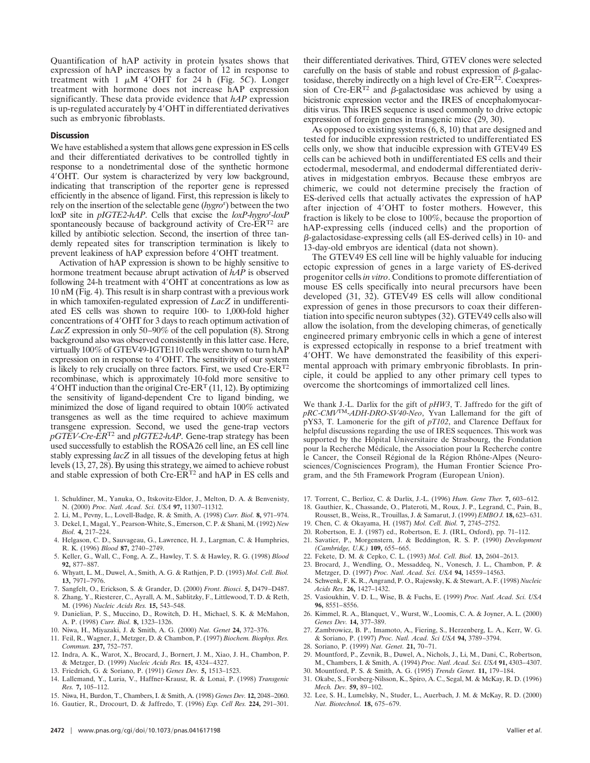Quantification of hAP activity in protein lysates shows that expression of hAP increases by a factor of 12 in response to treatment with 1 μM 4′OHT for 24 h (Fig. 5*C*). Longer treatment with hormone does not increase hAP expression significantly. These data provide evidence that *hAP* expression is up-regulated accurately by 4′OHT in differentiated derivatives such as embryonic fibroblasts.

## Discussion

We have established a system that allows gene expression in ES cells and their differentiated derivatives to be controlled tightly in response to a nondetrimental dose of the synthetic hormone 4′OHT. Our system is characterized by very low background, indicating that transcription of the reporter gene is repressed efficiently in the absence of ligand. First, this repression is likely to rely on the insertion of the selectable gene ($hygro^r$) between the two loxP site in *pIGTE2-hAP*. Cells that excise the *loxP-hygro*$^r$*-loxP* spontaneously because of background activity of Cre-$ER^{T2}$ are killed by antibiotic selection. Second, the insertion of three tandemly repeated sites for transcription termination is likely to prevent leakiness of hAP expression before 4′OHT treatment.

Activation of hAP expression is shown to be highly sensitive to hormone treatment because abrupt activation of *hAP* is observed following 24-h treatment with 4′OHT at concentrations as low as 10 nM (Fig. 4). This result is in sharp contrast with a previous work in which tamoxifen-regulated expression of *LacZ* in undifferentiated ES cells was shown to require 100- to 1,000-fold higher concentrations of 4′OHT for 3 days to reach optimum activation of *LacZ* expression in only 50–90% of the cell population (8). Strong background also was observed consistently in this latter case. Here, virtually 100% of GTEV49-IGTE110 cells were shown to turn hAP expression on in response to 4′OHT. The sensitivity of our system is likely to rely crucially on three factors. First, we used Cre-$ER^{T2}$ recombinase, which is approximately 10-fold more sensitive to 4′OHT induction than the original Cre-$ER^{T}$ (11, 12). By optimizing the sensitivity of ligand-dependent Cre to ligand binding, we minimized the dose of ligand required to obtain 100% activated transgenes as well as the time required to achieve maximum transgene expression. Second, we used the gene-trap vectors *pGTEV-Cre-ER*$^{T2}$ and *pIGTE2-hAP*. Gene-trap strategy has been used successfully to establish the ROSA26 cell line, an ES cell line stably expressing *lacZ* in all tissues of the developing fetus at high levels (13, 27, 28). By using this strategy, we aimed to achieve robust and stable expression of both Cre-$ER^{T2}$ and hAP in ES cells and their differentiated derivatives. Third, GTEV clones were selected carefully on the basis of stable and robust expression of β-galactosidase, thereby indirectly on a high level of Cre-$ER^{T2}$. Coexpression of Cre-$ER^{T2}$ and β-galactosidase was achieved by using a bicistronic expression vector and the IRES of encephalomyocarditis virus. This IRES sequence is used commonly to drive ectopic expression of foreign genes in transgenic mice (29, 30).

As opposed to existing systems (6, 8, 10) that are designed and tested for inducible expression restricted to undifferentiated ES cells only, we show that inducible expression with GTEV49 ES cells can be achieved both in undifferentiated ES cells and their ectodermal, mesodermal, and endodermal differentiated derivatives in midgestation embryos. Because these embryos are chimeric, we could not determine precisely the fraction of ES-derived cells that actually activates the expression of hAP after injection of 4′OHT to foster mothers. However, this fraction is likely to be close to 100%, because the proportion of hAP-expressing cells (induced cells) and the proportion of β-galactosidase-expressing cells (all ES-derived cells) in 10- and 13-day-old embryos are identical (data not shown).

The GTEV49 ES cell line will be highly valuable for inducing ectopic expression of genes in a large variety of ES-derived progenitor cells *in vitro*. Conditions to promote differentiation of mouse ES cells specifically into neural precursors have been developed (31, 32). GTEV49 ES cells will allow conditional expression of genes in those precursors to coax their differentiation into specific neuron subtypes (32). GTEV49 cells also will allow the isolation, from the developing chimeras, of genetically engineered primary embryonic cells in which a gene of interest is expressed ectopically in response to a brief treatment with 4′OHT. We have demonstrated the feasibility of this experimental approach with primary embryonic fibroblasts. In principle, it could be applied to any other primary cell types to overcome the shortcomings of immortalized cell lines.

We thank J.-L. Darlix for the gift of *pHW3*, T. Jaffredo for the gift of *pRC-CMV*$^{TM}$*-ADH-DRO-SV40-Neo*, Yvan Lallemand for the gift of pYS3, T. Lamonerie for the gift of *pT102*, and Clarence Deffaux for helpful discussions regarding the use of IRES sequences. This work was supported by the Hôpital Universitaire de Strasbourg, the Fondation pour la Recherche Médicale, the Association pour la Recherche contre le Cancer, the Conseil Régional de la Région Rhône-Alpes (Neurosciences/Cognisciences Program), the Human Frontier Science Program, and the 5th Framework Program (European Union).

1. Schuldiner, M., Yanuka, O., Itskovitz-Eldor, J., Melton, D. A. & Benvenisty, N. (2000) *Proc. Natl. Acad. Sci. USA* **97,** 11307–11312.
2. Li, M., Pevny, L., Lovell-Badge, R. & Smith, A. (1998) *Curr. Biol.* **8,** 971–974.
3. Dekel, I., Magal, Y., Pearson-White, S., Emerson, C. P. & Shani, M. (1992) *New Biol.* **4,** 217–224.
4. Helgason, C. D., Sauvageau, G., Lawrence, H. J., Largman, C. & Humphries, R. K. (1996) *Blood* **87,** 2740–2749.
5. Keller, G., Wall, C., Fong, A. Z., Hawley, T. S. & Hawley, R. G. (1998) *Blood* **92,** 877–887.
6. Whyatt, L. M., Duwel, A., Smith, A. G. & Rathjen, P. D. (1993) *Mol. Cell. Biol.* **13,** 7971–7976.
7. Sangfelt, O., Erickson, S. & Grander, D. (2000) *Front. Biosci.* **5,** D479–D487.
8. Zhang, Y., Riesterer, C., Ayrall, A. M., Sablitzky, F., Littlewood, T. D. & Reth, M. (1996) *Nucleic Acids Res.* **15,** 543–548.
9. Danielian, P. S., Muccino, D., Rowitch, D. H., Michael, S. K. & McMahon, A. P. (1998) *Curr. Biol.* **8,** 1323–1326.
10. Niwa, H., Miyazaki, J. & Smith, A. G. (2000) *Nat. Genet* **24,** 372–376.
11. Feil, R., Wagner, J., Metzger, D. & Chambon, P. (1997) *Biochem. Biophys. Res. Commun.* **237,** 752–757.
12. Indra, A. K., Warot, X., Brocard, J., Bornert, J. M., Xiao, J. H., Chambon, P. & Metzger, D. (1999) *Nucleic Acids Res.* **15,** 4324–4327.
13. Friedrich, G. & Soriano, P. (1991) *Genes Dev.* **5,** 1513–1523.
14. Lallemand, Y., Luria, V., Haffner-Krausz, R. & Lonai, P. (1998) *Transgenic Res.* **7,** 105–112.
15. Niwa, H., Burdon, T., Chambers, I. & Smith, A. (1998) *Genes Dev.* **12,** 2048–2060.
16. Gautier, R., Drocourt, D. & Jaffredo, T. (1996) *Exp. Cell Res.* **224,** 291–301.
17. Torrent, C., Berlioz, C. & Darlix, J.-L. (1996) *Hum. Gene Ther.* **7,** 603–612.
18. Gauthier, K., Chassande, O., Plateroti, M., Roux, J. P., Legrand, C., Pain, B., Rousset, B., Weiss, R., Trouillas, J. & Samarut, J. (1999) *EMBO J.* **18,** 623–631.
19. Chen, C. & Okayama, H. (1987) *Mol. Cell. Biol.* **7,** 2745–2752.
20. Robertson, E. J. (1987) ed., Robertson, E. J. (IRL, Oxford), pp. 71–112.
21. Savatier, P., Morgenstern, J. & Beddington, R. S. P. (1990) *Development (Cambridge, U.K.)* **109,** 655–665.
22. Fekete, D. M. & Cepko, C. L. (1993) *Mol. Cell. Biol.* **13,** 2604–2613.
23. Brocard, J., Wendling, O., Messaddeq, N., Vonesch, J. L., Chambon, P. & Metzger, D. (1997) *Proc. Natl. Acad. Sci. USA* **94,** 14559–14563.
24. Schwenk, F. K. R., Angrand, P. O., Rajewsky, K. & Stewart, A. F. (1998) *Nucleic Acids Res.* **26,** 1427–1432.
25. Vasioukhin, V. D. L., Wise, B. & Fuchs, E. (1999) *Proc. Natl. Acad. Sci. USA* **96,** 8551–8556.
26. Kimmel, R. A., Blanquet, V., Wurst, W., Loomis, C. A. & Joyner, A. L. (2000) *Genes Dev.* **14,** 377–389.
27. Zambrowicz, B. P., Imamoto, A., Fiering, S., Herzenberg, L. A., Kerr, W. G. & Soriano, P. (1997) *Proc. Natl. Acad. Sci USA* **94,** 3789–3794.
28. Soriano, P. (1999) *Nat. Genet.* **21,** 70–71.
29. Mountford, P., Zevnik, B., Duwel, A., Nichols, J., Li, M., Dani, C., Robertson, M., Chambers, I. & Smith, A. (1994) *Proc. Natl. Acad. Sci. USA* **91,** 4303–4307.
30. Mountford, P. S. & Smith, A. G. (1995) *Trends Genet.* **11,** 179–184.
31. Okabe, S., Forsberg-Nilsson, K., Spiro, A. C., Segal, M. & McKay, R. D. (1996) *Mech. Dev.* **59,** 89–102.
32. Lee, S. H., Lumelsky, N., Studer, L., Auerbach, J. M. & McKay, R. D. (2000) *Nat. Biotechnol.* **18,** 675–679.